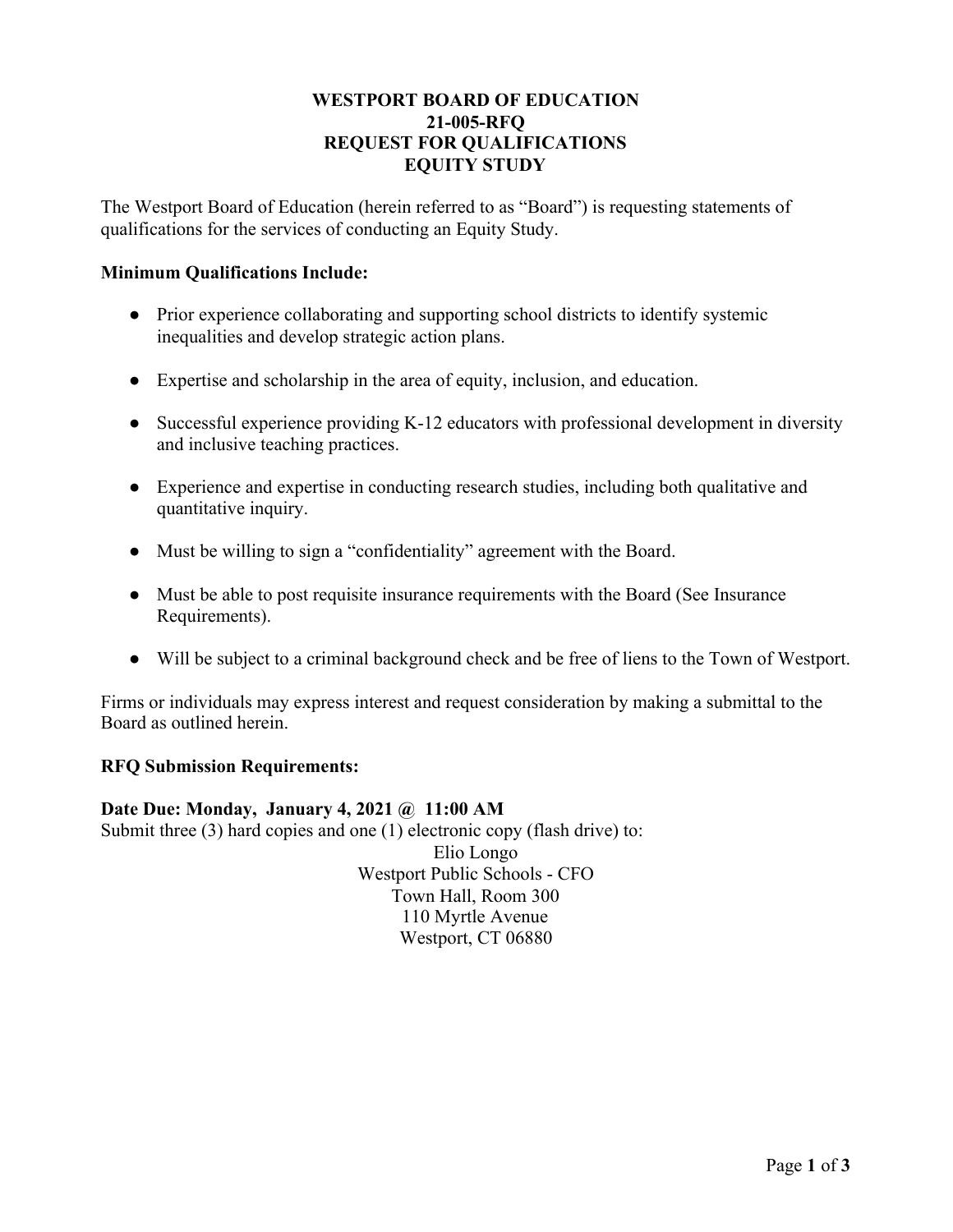# WESTPORT BOARD OF EDUCATION
# 21-005-RFQ
# REQUEST FOR QUALIFICATIONS
# EQUITY STUDY

The Westport Board of Education (herein referred to as "Board") is requesting statements of qualifications for the services of conducting an Equity Study.

**Minimum Qualifications Include:**

- Prior experience collaborating and supporting school districts to identify systemic inequalities and develop strategic action plans.
- Expertise and scholarship in the area of equity, inclusion, and education.
- Successful experience providing K-12 educators with professional development in diversity and inclusive teaching practices.
- Experience and expertise in conducting research studies, including both qualitative and quantitative inquiry.
- Must be willing to sign a "confidentiality" agreement with the Board.
- Must be able to post requisite insurance requirements with the Board (See Insurance Requirements).
- Will be subject to a criminal background check and be free of liens to the Town of Westport.

Firms or individuals may express interest and request consideration by making a submittal to the Board as outlined herein.

**RFQ Submission Requirements:**

**Date Due: Monday, January 4, 2021 @ 11:00 AM**

Submit three (3) hard copies and one (1) electronic copy (flash drive) to:

Elio Longo
Westport Public Schools - CFO
Town Hall, Room 300
110 Myrtle Avenue
Westport, CT 06880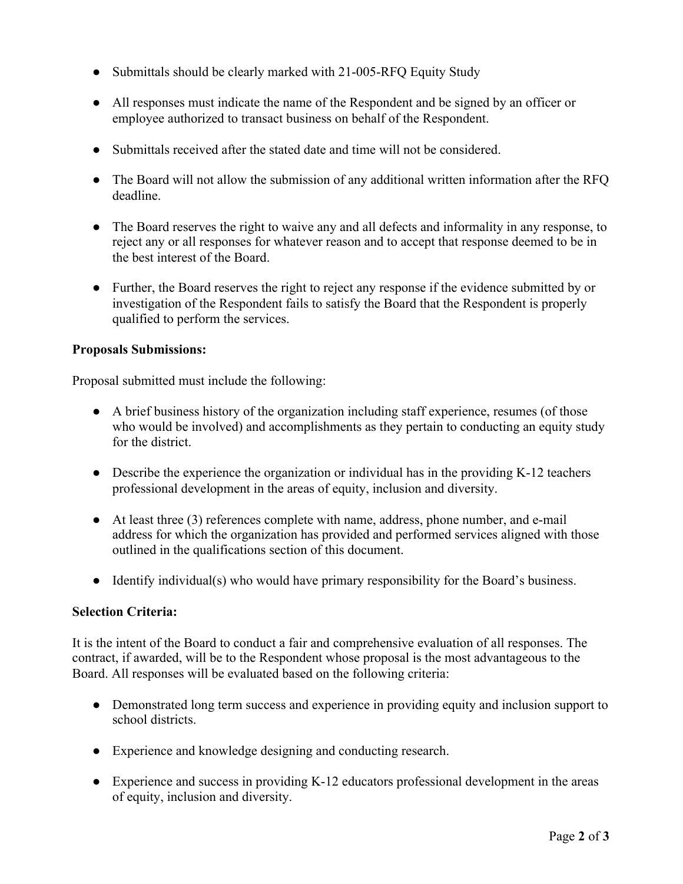- Submittals should be clearly marked with 21-005-RFQ Equity Study
- All responses must indicate the name of the Respondent and be signed by an officer or employee authorized to transact business on behalf of the Respondent.
- Submittals received after the stated date and time will not be considered.
- The Board will not allow the submission of any additional written information after the RFQ deadline.
- The Board reserves the right to waive any and all defects and informality in any response, to reject any or all responses for whatever reason and to accept that response deemed to be in the best interest of the Board.
- Further, the Board reserves the right to reject any response if the evidence submitted by or investigation of the Respondent fails to satisfy the Board that the Respondent is properly qualified to perform the services.

**Proposals Submissions:**

Proposal submitted must include the following:

- A brief business history of the organization including staff experience, resumes (of those who would be involved) and accomplishments as they pertain to conducting an equity study for the district.
- Describe the experience the organization or individual has in the providing K-12 teachers professional development in the areas of equity, inclusion and diversity.
- At least three (3) references complete with name, address, phone number, and e-mail address for which the organization has provided and performed services aligned with those outlined in the qualifications section of this document.
- Identify individual(s) who would have primary responsibility for the Board's business.

**Selection Criteria:**

It is the intent of the Board to conduct a fair and comprehensive evaluation of all responses. The contract, if awarded, will be to the Respondent whose proposal is the most advantageous to the Board. All responses will be evaluated based on the following criteria:

- Demonstrated long term success and experience in providing equity and inclusion support to school districts.
- Experience and knowledge designing and conducting research.
- Experience and success in providing K-12 educators professional development in the areas of equity, inclusion and diversity.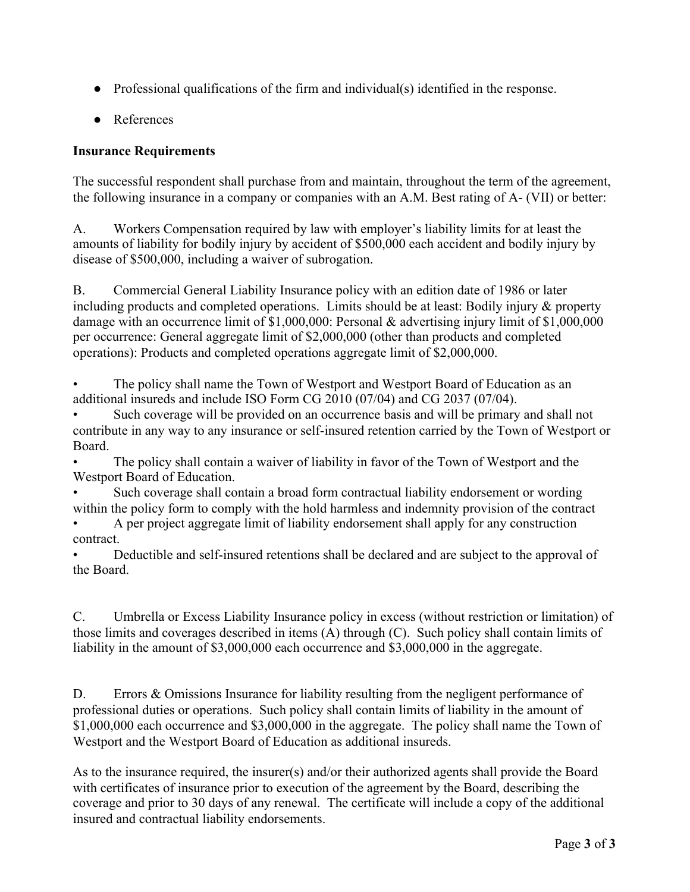- Professional qualifications of the firm and individual(s) identified in the response.
- References

**Insurance Requirements**

The successful respondent shall purchase from and maintain, throughout the term of the agreement, the following insurance in a company or companies with an A.M. Best rating of A- (VII) or better:

A. Workers Compensation required by law with employer's liability limits for at least the amounts of liability for bodily injury by accident of $500,000 each accident and bodily injury by disease of $500,000, including a waiver of subrogation.

B. Commercial General Liability Insurance policy with an edition date of 1986 or later including products and completed operations. Limits should be at least: Bodily injury & property damage with an occurrence limit of $1,000,000: Personal & advertising injury limit of $1,000,000 per occurrence: General aggregate limit of $2,000,000 (other than products and completed operations): Products and completed operations aggregate limit of $2,000,000.

- The policy shall name the Town of Westport and Westport Board of Education as an additional insureds and include ISO Form CG 2010 (07/04) and CG 2037 (07/04).
- Such coverage will be provided on an occurrence basis and will be primary and shall not contribute in any way to any insurance or self-insured retention carried by the Town of Westport or Board.
- The policy shall contain a waiver of liability in favor of the Town of Westport and the Westport Board of Education.
- Such coverage shall contain a broad form contractual liability endorsement or wording within the policy form to comply with the hold harmless and indemnity provision of the contract
- A per project aggregate limit of liability endorsement shall apply for any construction contract.
- Deductible and self-insured retentions shall be declared and are subject to the approval of the Board.

C. Umbrella or Excess Liability Insurance policy in excess (without restriction or limitation) of those limits and coverages described in items (A) through (C). Such policy shall contain limits of liability in the amount of $3,000,000 each occurrence and $3,000,000 in the aggregate.

D. Errors & Omissions Insurance for liability resulting from the negligent performance of professional duties or operations. Such policy shall contain limits of liability in the amount of $1,000,000 each occurrence and $3,000,000 in the aggregate. The policy shall name the Town of Westport and the Westport Board of Education as additional insureds.

As to the insurance required, the insurer(s) and/or their authorized agents shall provide the Board with certificates of insurance prior to execution of the agreement by the Board, describing the coverage and prior to 30 days of any renewal. The certificate will include a copy of the additional insured and contractual liability endorsements.